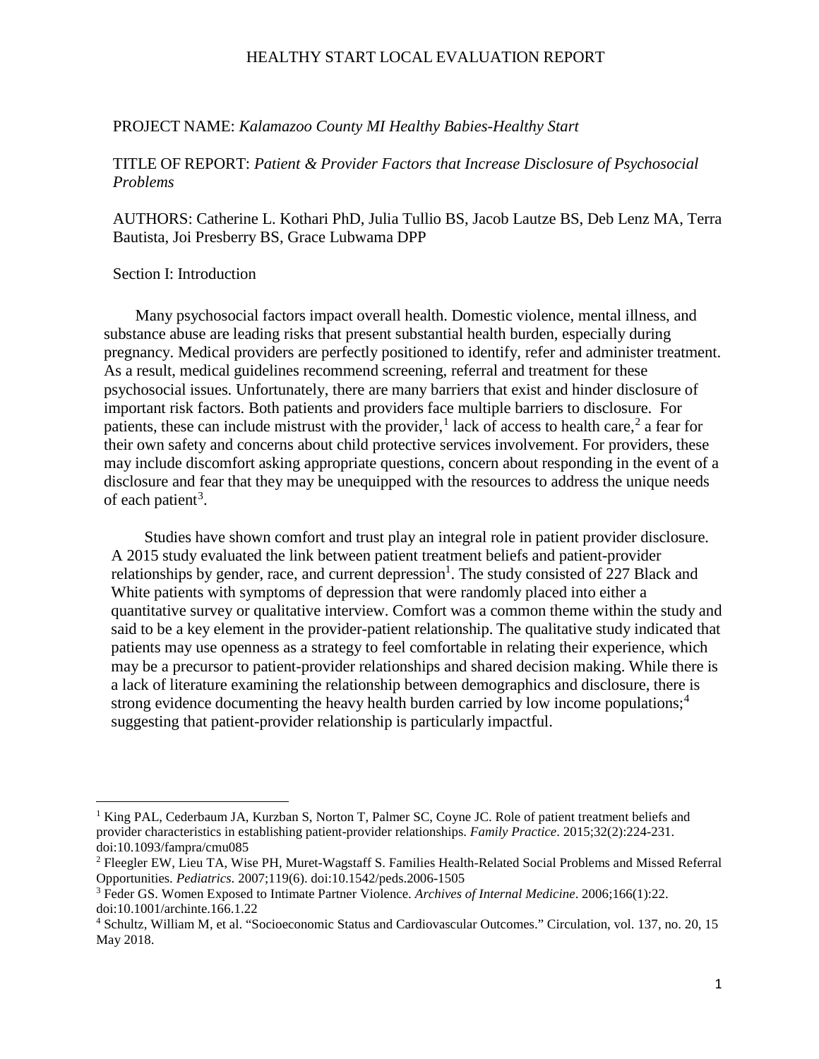# HEALTHY START LOCAL EVALUATION REPORT

PROJECT NAME: *Kalamazoo County MI Healthy Babies-Healthy Start*

TITLE OF REPORT: *Patient & Provider Factors that Increase Disclosure of Psychosocial Problems*

AUTHORS: Catherine L. Kothari PhD, Julia Tullio BS, Jacob Lautze BS, Deb Lenz MA, Terra Bautista, Joi Presberry BS, Grace Lubwama DPP

## Section I: Introduction

Many psychosocial factors impact overall health. Domestic violence, mental illness, and substance abuse are leading risks that present substantial health burden, especially during pregnancy. Medical providers are perfectly positioned to identify, refer and administer treatment. As a result, medical guidelines recommend screening, referral and treatment for these psychosocial issues. Unfortunately, there are many barriers that exist and hinder disclosure of important risk factors. Both patients and providers face multiple barriers to disclosure. For patients, these can include mistrust with the provider,[1] lack of access to health care,[2] a fear for their own safety and concerns about child protective services involvement. For providers, these may include discomfort asking appropriate questions, concern about responding in the event of a disclosure and fear that they may be unequipped with the resources to address the unique needs of each patient[3].

Studies have shown comfort and trust play an integral role in patient provider disclosure. A 2015 study evaluated the link between patient treatment beliefs and patient-provider relationships by gender, race, and current depression[1]. The study consisted of 227 Black and White patients with symptoms of depression that were randomly placed into either a quantitative survey or qualitative interview. Comfort was a common theme within the study and said to be a key element in the provider-patient relationship. The qualitative study indicated that patients may use openness as a strategy to feel comfortable in relating their experience, which may be a precursor to patient-provider relationships and shared decision making. While there is a lack of literature examining the relationship between demographics and disclosure, there is strong evidence documenting the heavy health burden carried by low income populations;[4] suggesting that patient-provider relationship is particularly impactful.

---

[1] King PAL, Cederbaum JA, Kurzban S, Norton T, Palmer SC, Coyne JC. Role of patient treatment beliefs and provider characteristics in establishing patient-provider relationships. *Family Practice*. 2015;32(2):224-231. doi:10.1093/fampra/cmu085

[2] Fleegler EW, Lieu TA, Wise PH, Muret-Wagstaff S. Families Health-Related Social Problems and Missed Referral Opportunities. *Pediatrics*. 2007;119(6). doi:10.1542/peds.2006-1505

[3] Feder GS. Women Exposed to Intimate Partner Violence. *Archives of Internal Medicine*. 2006;166(1):22. doi:10.1001/archinte.166.1.22

[4] Schultz, William M, et al. "Socioeconomic Status and Cardiovascular Outcomes." Circulation, vol. 137, no. 20, 15 May 2018.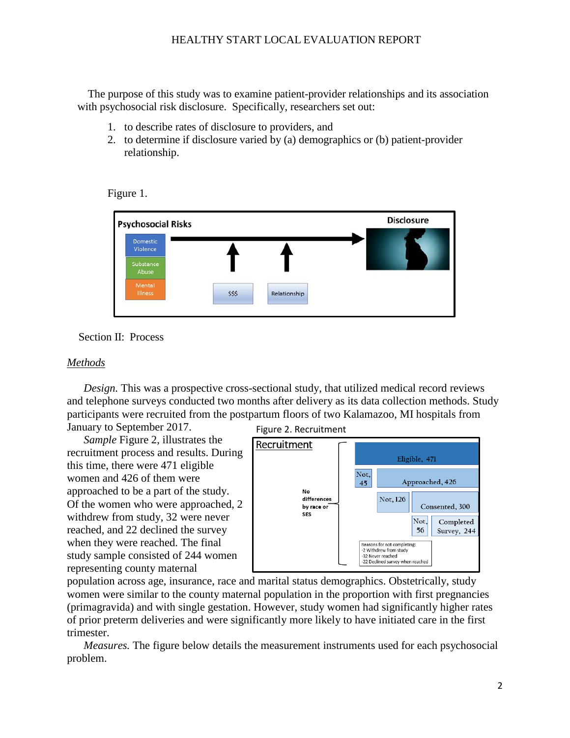The purpose of this study was to examine patient-provider relationships and its association with psychosocial risk disclosure. Specifically, researchers set out:

1. to describe rates of disclosure to providers, and
2. to determine if disclosure varied by (a) demographics or (b) patient-provider relationship.

Figure 1.

Section II: Process

## *Methods*

*Design.* This was a prospective cross-sectional study, that utilized medical record reviews and telephone surveys conducted two months after delivery as its data collection methods. Study participants were recruited from the postpartum floors of two Kalamazoo, MI hospitals from January to September 2017.

*Sample* Figure 2, illustrates the recruitment process and results. During this time, there were 471 eligible women and 426 of them were approached to be a part of the study. Of the women who were approached, 2 withdrew from study, 32 were never reached, and 22 declined the survey when they were reached. The final study sample consisted of 244 women representing county maternal population across age, insurance, race and marital status demographics. Obstetrically, study women were similar to the county maternal population in the proportion with first pregnancies (primagravida) and with single gestation. However, study women had significantly higher rates of prior preterm deliveries and were significantly more likely to have initiated care in the first trimester.

Figure 2. Recruitment

*Measures.* The figure below details the measurement instruments used for each psychosocial problem.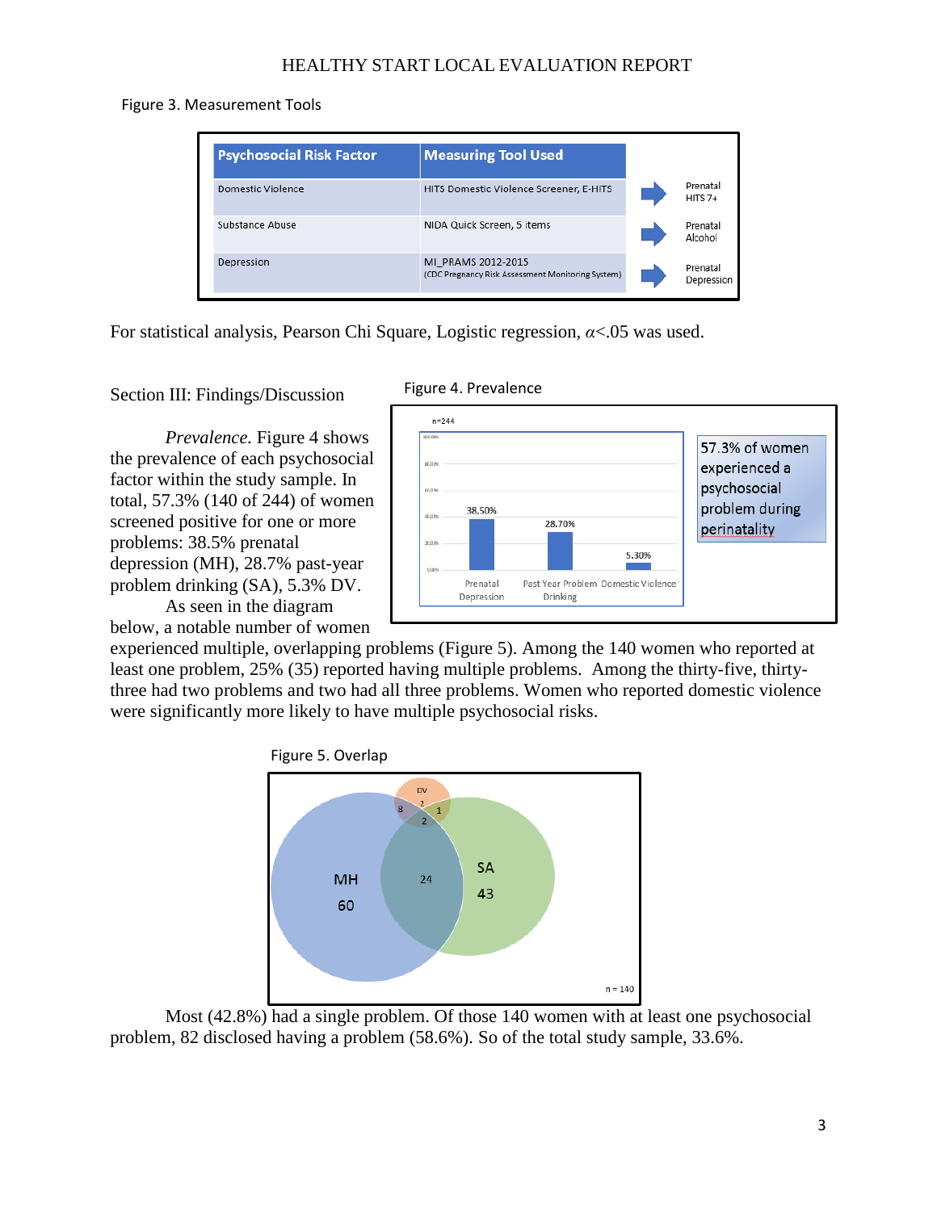Figure 3. Measurement Tools

| Psychosocial Risk Factor | Measuring Tool Used | |
|---|---|---|
| Domestic Violence | HITS Domestic Violence Screener, E-HITS | Prenatal HITS 7+ |
| Substance Abuse | NIDA Quick Screen, 5 items | Prenatal Alcohol |
| Depression | MI_PRAMS 2012-2015 (CDC Pregnancy Risk Assessment Monitoring System) | Prenatal Depression |

For statistical analysis, Pearson Chi Square, Logistic regression, $\alpha$<.05 was used.

## Section III: Findings/Discussion

Figure 4. Prevalence

n=244

| Prenatal Depression | Past Year Problem Drinking | Domestic Violence |
|---|---|---|
| 38.50% | 28.70% | 5.30% |

57.3% of women experienced a psychosocial problem during perinatality

*Prevalence.* Figure 4 shows the prevalence of each psychosocial factor within the study sample. In total, 57.3% (140 of 244) of women screened positive for one or more problems: 38.5% prenatal depression (MH), 28.7% past-year problem drinking (SA), 5.3% DV.

As seen in the diagram below, a notable number of women experienced multiple, overlapping problems (Figure 5). Among the 140 women who reported at least one problem, 25% (35) reported having multiple problems. Among the thirty-five, thirty-three had two problems and two had all three problems. Women who reported domestic violence were significantly more likely to have multiple psychosocial risks.

Figure 5. Overlap

MH 60; SA 43; DV 2; MH & SA 24; MH & DV 8; SA & DV 1; MH & SA & DV 2; n = 140

Most (42.8%) had a single problem. Of those 140 women with at least one psychosocial problem, 82 disclosed having a problem (58.6%). So of the total study sample, 33.6%.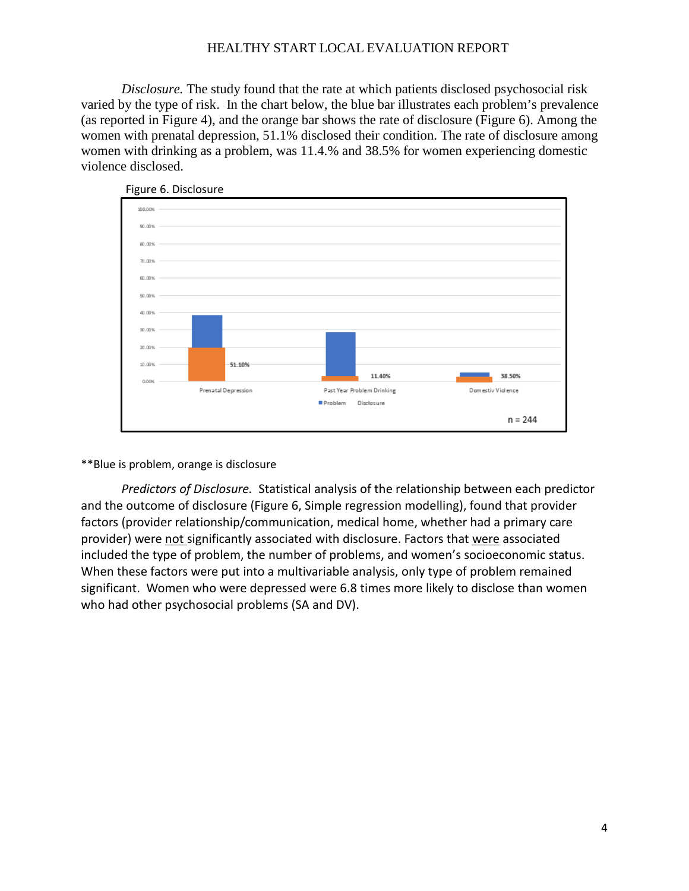*Disclosure.* The study found that the rate at which patients disclosed psychosocial risk varied by the type of risk. In the chart below, the blue bar illustrates each problem's prevalence (as reported in Figure 4), and the orange bar shows the rate of disclosure (Figure 6). Among the women with prenatal depression, 51.1% disclosed their condition. The rate of disclosure among women with drinking as a problem, was 11.4.% and 38.5% for women experiencing domestic violence disclosed.

Figure 6. Disclosure

**Blue is problem, orange is disclosure

*Predictors of Disclosure.* Statistical analysis of the relationship between each predictor and the outcome of disclosure (Figure 6, Simple regression modelling), found that provider factors (provider relationship/communication, medical home, whether had a primary care provider) were <u>not</u> significantly associated with disclosure. Factors that <u>were</u> associated included the type of problem, the number of problems, and women's socioeconomic status. When these factors were put into a multivariable analysis, only type of problem remained significant. Women who were depressed were 6.8 times more likely to disclose than women who had other psychosocial problems (SA and DV).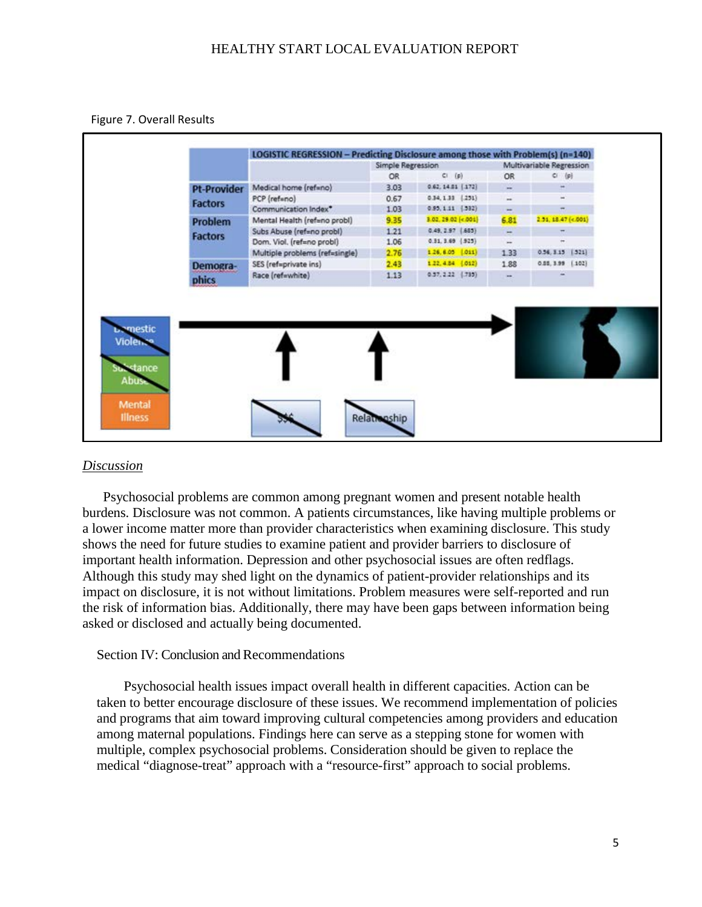Figure 7. Overall Results

| LOGISTIC REGRESSION – Predicting Disclosure among those with Problem(s) (n=140) | | | | | |
|---|---|---|---|---|---|
| | | Simple Regression | | Multivariable Regression | |
| | | OR | CI (p) | OR | CI (p) |
| Pt-Provider Factors | Medical home (ref=no) | 3.03 | 0.62, 14.81 (.172) | -- | -- |
| | PCP (ref=no) | 0.67 | 0.34, 1.33 (.251) | -- | -- |
| | Communication Index* | 1.03 | 0.95, 1.11 (.532) | -- | -- |
| Problem Factors | Mental Health (ref=no probl) | 9.35 | 3.02, 29.02 (<.001) | 6.81 | 2.51, 18.47 (<.001) |
| | Subs Abuse (ref=no probl) | 1.21 | 0.49, 2.97 (.685) | -- | -- |
| | Dom. Viol. (ref=no probl) | 1.06 | 0.31, 3.69 (.925) | -- | -- |
| | Multiple problems (ref=single) | 2.76 | 1.26, 6.05 (.011) | 1.33 | 0.56, 3.15 (.521) |
| Demographics | SES (ref=private ins) | 2.43 | 1.22, 4.84 (.012) | 1.88 | 0.88, 3.99 (.102) |
| | Race (ref=white) | 1.13 | 0.57, 2.22 (.735) | -- | -- |

Domestic Violence

Substance Abuse

Mental Illness

$$$

Relationship

*Discussion*

Psychosocial problems are common among pregnant women and present notable health burdens. Disclosure was not common. A patients circumstances, like having multiple problems or a lower income matter more than provider characteristics when examining disclosure. This study shows the need for future studies to examine patient and provider barriers to disclosure of important health information. Depression and other psychosocial issues are often redflags. Although this study may shed light on the dynamics of patient-provider relationships and its impact on disclosure, it is not without limitations. Problem measures were self-reported and run the risk of information bias. Additionally, there may have been gaps between information being asked or disclosed and actually being documented.

Section IV: Conclusion and Recommendations

Psychosocial health issues impact overall health in different capacities. Action can be taken to better encourage disclosure of these issues. We recommend implementation of policies and programs that aim toward improving cultural competencies among providers and education among maternal populations. Findings here can serve as a stepping stone for women with multiple, complex psychosocial problems. Consideration should be given to replace the medical "diagnose-treat" approach with a "resource-first" approach to social problems.